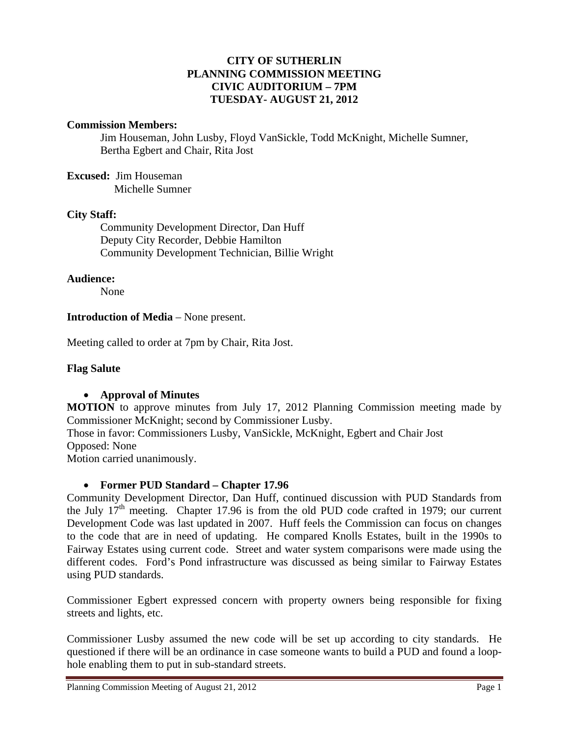# CITY OF SUTHERLIN
## PLANNING COMMISSION MEETING
## CIVIC AUDITORIUM – 7PM
## TUESDAY- AUGUST 21, 2012

**Commission Members:**

Jim Houseman, John Lusby, Floyd VanSickle, Todd McKnight, Michelle Sumner, Bertha Egbert and Chair, Rita Jost

**Excused:** Jim Houseman
Michelle Sumner

**City Staff:**

Community Development Director, Dan Huff
Deputy City Recorder, Debbie Hamilton
Community Development Technician, Billie Wright

**Audience:**

None

**Introduction of Media** – None present.

Meeting called to order at 7pm by Chair, Rita Jost.

**Flag Salute**

- **Approval of Minutes**

**MOTION** to approve minutes from July 17, 2012 Planning Commission meeting made by Commissioner McKnight; second by Commissioner Lusby.
Those in favor: Commissioners Lusby, VanSickle, McKnight, Egbert and Chair Jost
Opposed: None
Motion carried unanimously.

- **Former PUD Standard – Chapter 17.96**

Community Development Director, Dan Huff, continued discussion with PUD Standards from the July 17th meeting. Chapter 17.96 is from the old PUD code crafted in 1979; our current Development Code was last updated in 2007. Huff feels the Commission can focus on changes to the code that are in need of updating. He compared Knolls Estates, built in the 1990s to Fairway Estates using current code. Street and water system comparisons were made using the different codes. Ford's Pond infrastructure was discussed as being similar to Fairway Estates using PUD standards.

Commissioner Egbert expressed concern with property owners being responsible for fixing streets and lights, etc.

Commissioner Lusby assumed the new code will be set up according to city standards. He questioned if there will be an ordinance in case someone wants to build a PUD and found a loop-hole enabling them to put in sub-standard streets.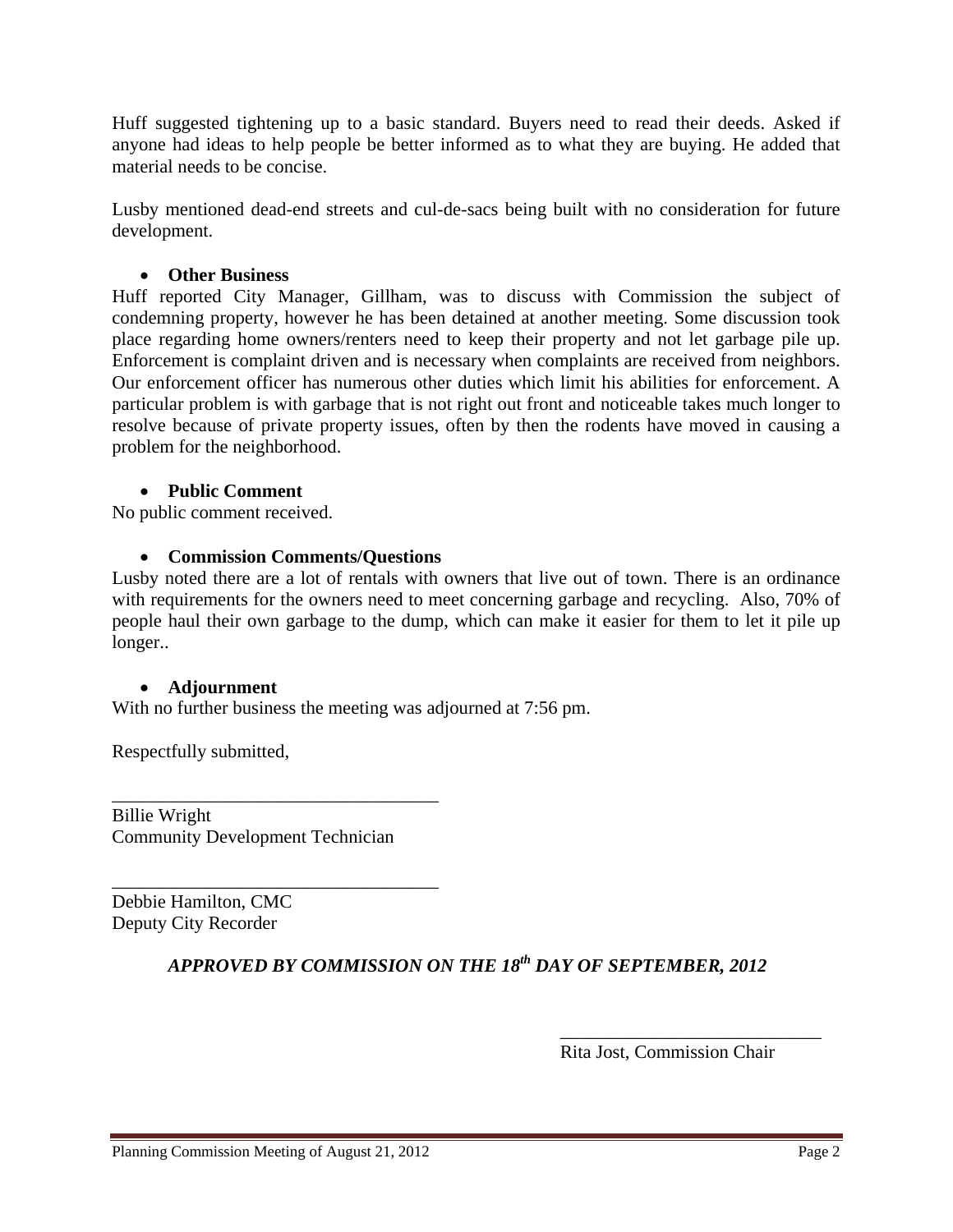Huff suggested tightening up to a basic standard. Buyers need to read their deeds. Asked if anyone had ideas to help people be better informed as to what they are buying. He added that material needs to be concise.

Lusby mentioned dead-end streets and cul-de-sacs being built with no consideration for future development.

- **Other Business**

Huff reported City Manager, Gillham, was to discuss with Commission the subject of condemning property, however he has been detained at another meeting. Some discussion took place regarding home owners/renters need to keep their property and not let garbage pile up. Enforcement is complaint driven and is necessary when complaints are received from neighbors. Our enforcement officer has numerous other duties which limit his abilities for enforcement. A particular problem is with garbage that is not right out front and noticeable takes much longer to resolve because of private property issues, often by then the rodents have moved in causing a problem for the neighborhood.

- **Public Comment**

No public comment received.

- **Commission Comments/Questions**

Lusby noted there are a lot of rentals with owners that live out of town. There is an ordinance with requirements for the owners need to meet concerning garbage and recycling. Also, 70% of people haul their own garbage to the dump, which can make it easier for them to let it pile up longer..

- **Adjournment**

With no further business the meeting was adjourned at 7:56 pm.

Respectfully submitted,

___________________________________

Billie Wright
Community Development Technician

___________________________________

Debbie Hamilton, CMC
Deputy City Recorder

***APPROVED BY COMMISSION ON THE 18th DAY OF SEPTEMBER, 2012***

___________________________________

Rita Jost, Commission Chair